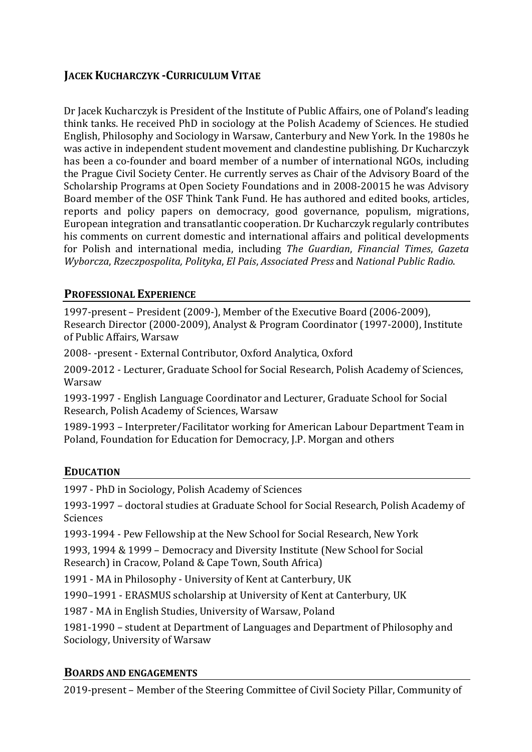## JACEK KUCHARCZYK -CURRICULUM VITAE

Dr Jacek Kucharczyk is President of the Institute of Public Affairs, one of Poland's leading think tanks. He received PhD in sociology at the Polish Academy of Sciences. He studied English, Philosophy and Sociology in Warsaw, Canterbury and New York. In the 1980s he was active in independent student movement and clandestine publishing. Dr Kucharczyk has been a co-founder and board member of a number of international NGOs, including the Prague Civil Society Center. He currently serves as Chair of the Advisory Board of the Scholarship Programs at Open Society Foundations and in 2008-20015 he was Advisory Board member of the OSF Think Tank Fund. He has authored and edited books, articles, reports and policy papers on democracy, good governance, populism, migrations, European integration and transatlantic cooperation. Dr Kucharczyk regularly contributes his comments on current domestic and international affairs and political developments for Polish and international media, including *The Guardian*, *Financial Times*, *Gazeta Wyborcza*, *Rzeczpospolita, Polityka*, *El Pais*, *Associated Press* and *National Public Radio*.

## PROFESSIONAL EXPERIENCE

1997-present – President (2009-), Member of the Executive Board (2006-2009), Research Director (2000-2009), Analyst & Program Coordinator (1997-2000), Institute of Public Affairs, Warsaw

2008- -present - External Contributor, Oxford Analytica, Oxford

2009-2012 - Lecturer, Graduate School for Social Research, Polish Academy of Sciences, Warsaw

1993-1997 - English Language Coordinator and Lecturer, Graduate School for Social Research, Polish Academy of Sciences, Warsaw

1989-1993 – Interpreter/Facilitator working for American Labour Department Team in Poland, Foundation for Education for Democracy, J.P. Morgan and others

## EDUCATION

1997 - PhD in Sociology, Polish Academy of Sciences

1993-1997 – doctoral studies at Graduate School for Social Research, Polish Academy of Sciences

1993-1994 - Pew Fellowship at the New School for Social Research, New York

1993, 1994 & 1999 – Democracy and Diversity Institute (New School for Social Research) in Cracow, Poland & Cape Town, South Africa)

1991 - MA in Philosophy - University of Kent at Canterbury, UK

1990–1991 - ERASMUS scholarship at University of Kent at Canterbury, UK

1987 - MA in English Studies, University of Warsaw, Poland

1981-1990 – student at Department of Languages and Department of Philosophy and Sociology, University of Warsaw

## BOARDS AND ENGAGEMENTS

2019-present – Member of the Steering Committee of Civil Society Pillar, Community of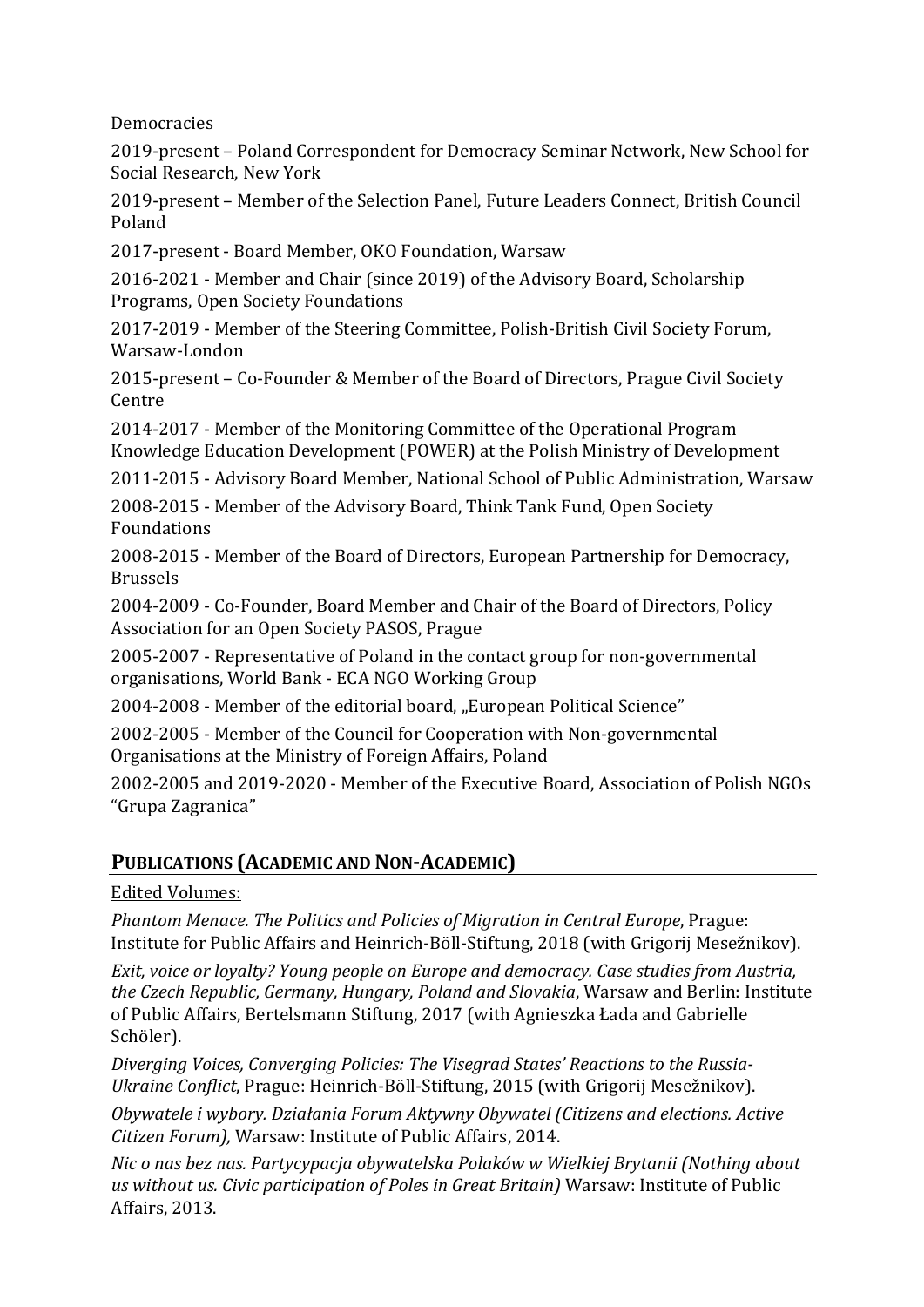Democracies

2019-present – Poland Correspondent for Democracy Seminar Network, New School for Social Research, New York

2019-present – Member of the Selection Panel, Future Leaders Connect, British Council Poland

2017-present - Board Member, OKO Foundation, Warsaw

2016-2021 - Member and Chair (since 2019) of the Advisory Board, Scholarship Programs, Open Society Foundations

2017-2019 - Member of the Steering Committee, Polish-British Civil Society Forum, Warsaw-London

2015-present – Co-Founder & Member of the Board of Directors, Prague Civil Society Centre

2014-2017 - Member of the Monitoring Committee of the Operational Program Knowledge Education Development (POWER) at the Polish Ministry of Development

2011-2015 - Advisory Board Member, National School of Public Administration, Warsaw

2008-2015 - Member of the Advisory Board, Think Tank Fund, Open Society Foundations

2008-2015 - Member of the Board of Directors, European Partnership for Democracy, Brussels

2004-2009 - Co-Founder, Board Member and Chair of the Board of Directors, Policy Association for an Open Society PASOS, Prague

2005-2007 - Representative of Poland in the contact group for non-governmental organisations, World Bank - ECA NGO Working Group

2004-2008 - Member of the editorial board, „European Political Science"

2002-2005 - Member of the Council for Cooperation with Non-governmental Organisations at the Ministry of Foreign Affairs, Poland

2002-2005 and 2019-2020 - Member of the Executive Board, Association of Polish NGOs "Grupa Zagranica"

## PUBLICATIONS (ACADEMIC AND NON-ACADEMIC)

Edited Volumes:

*Phantom Menace. The Politics and Policies of Migration in Central Europe*, Prague: Institute for Public Affairs and Heinrich-Böll-Stiftung, 2018 (with Grigorij Mesežnikov).

*Exit, voice or loyalty? Young people on Europe and democracy. Case studies from Austria, the Czech Republic, Germany, Hungary, Poland and Slovakia*, Warsaw and Berlin: Institute of Public Affairs, Bertelsmann Stiftung, 2017 (with Agnieszka Łada and Gabrielle Schöler).

*Diverging Voices, Converging Policies: The Visegrad States' Reactions to the Russia-Ukraine Conflict*, Prague: Heinrich-Böll-Stiftung, 2015 (with Grigorij Mesežnikov).

*Obywatele i wybory. Działania Forum Aktywny Obywatel (Citizens and elections. Active Citizen Forum),* Warsaw: Institute of Public Affairs, 2014.

*Nic o nas bez nas. Partycypacja obywatelska Polaków w Wielkiej Brytanii (Nothing about us without us. Civic participation of Poles in Great Britain)* Warsaw: Institute of Public Affairs, 2013.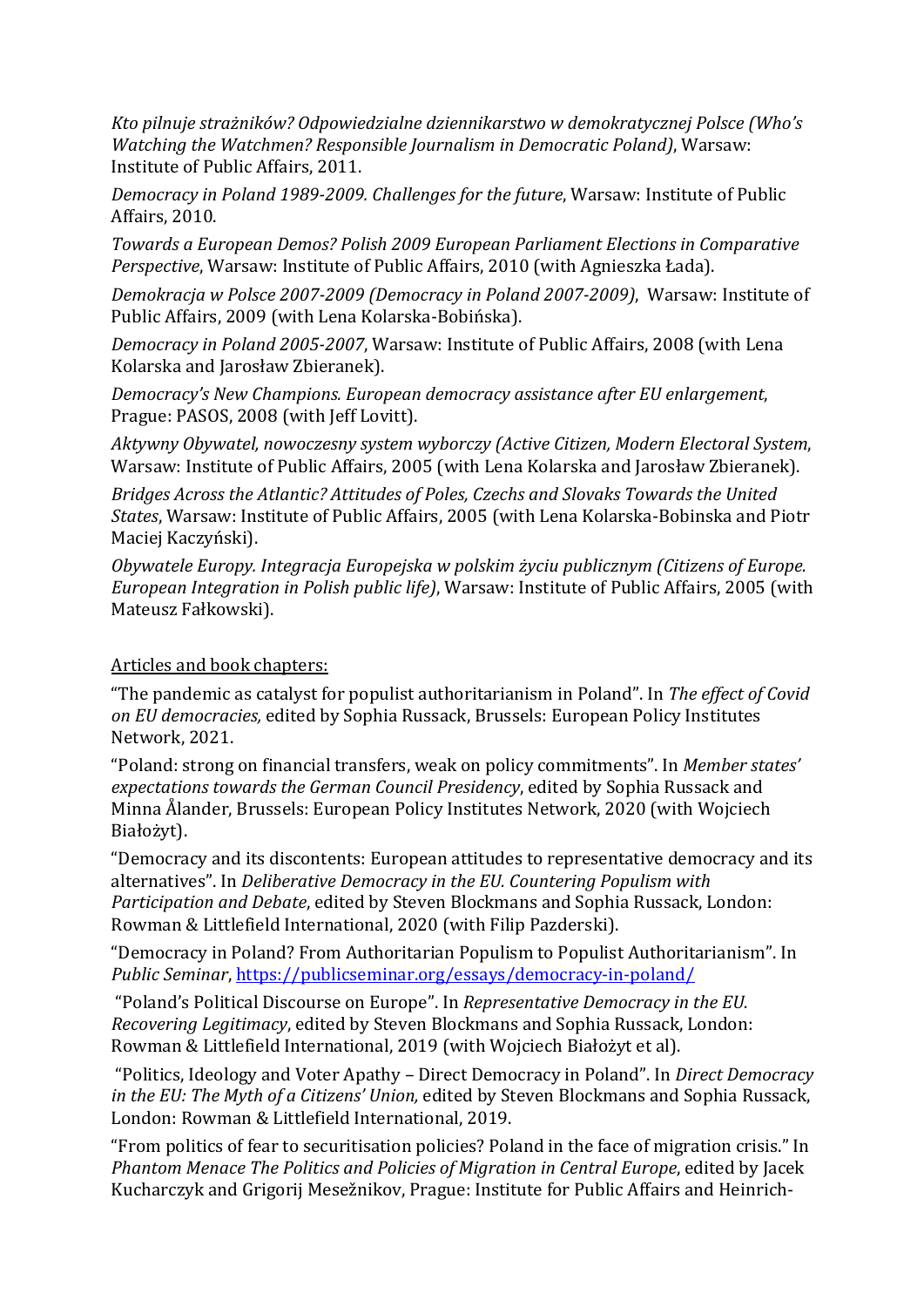*Kto pilnuje strażników? Odpowiedzialne dziennikarstwo w demokratycznej Polsce (Who's Watching the Watchmen? Responsible Journalism in Democratic Poland)*, Warsaw: Institute of Public Affairs, 2011.

*Democracy in Poland 1989-2009. Challenges for the future*, Warsaw: Institute of Public Affairs, 2010.

*Towards a European Demos? Polish 2009 European Parliament Elections in Comparative Perspective*, Warsaw: Institute of Public Affairs, 2010 (with Agnieszka Łada).

*Demokracja w Polsce 2007-2009 (Democracy in Poland 2007-2009)*, Warsaw: Institute of Public Affairs, 2009 (with Lena Kolarska-Bobińska).

*Democracy in Poland 2005-2007*, Warsaw: Institute of Public Affairs, 2008 (with Lena Kolarska and Jarosław Zbieranek).

*Democracy's New Champions. European democracy assistance after EU enlargement*, Prague: PASOS, 2008 (with Jeff Lovitt).

*Aktywny Obywatel, nowoczesny system wyborczy (Active Citizen, Modern Electoral System*, Warsaw: Institute of Public Affairs, 2005 (with Lena Kolarska and Jarosław Zbieranek).

*Bridges Across the Atlantic? Attitudes of Poles, Czechs and Slovaks Towards the United States*, Warsaw: Institute of Public Affairs, 2005 (with Lena Kolarska-Bobinska and Piotr Maciej Kaczyński).

*Obywatele Europy. Integracja Europejska w polskim życiu publicznym (Citizens of Europe. European Integration in Polish public life)*, Warsaw: Institute of Public Affairs, 2005 (with Mateusz Fałkowski).

Articles and book chapters:

"The pandemic as catalyst for populist authoritarianism in Poland". In *The effect of Covid on EU democracies,* edited by Sophia Russack, Brussels: European Policy Institutes Network, 2021.

"Poland: strong on financial transfers, weak on policy commitments". In *Member states' expectations towards the German Council Presidency*, edited by Sophia Russack and Minna Ålander, Brussels: European Policy Institutes Network, 2020 (with Wojciech Białożyt).

"Democracy and its discontents: European attitudes to representative democracy and its alternatives". In *Deliberative Democracy in the EU. Countering Populism with Participation and Debate*, edited by Steven Blockmans and Sophia Russack, London: Rowman & Littlefield International, 2020 (with Filip Pazderski).

"Democracy in Poland? From Authoritarian Populism to Populist Authoritarianism". In *Public Seminar*, https://publicseminar.org/essays/democracy-in-poland/

"Poland's Political Discourse on Europe". In *Representative Democracy in the EU. Recovering Legitimacy*, edited by Steven Blockmans and Sophia Russack, London: Rowman & Littlefield International, 2019 (with Wojciech Białożyt et al).

"Politics, Ideology and Voter Apathy – Direct Democracy in Poland". In *Direct Democracy in the EU: The Myth of a Citizens' Union,* edited by Steven Blockmans and Sophia Russack, London: Rowman & Littlefield International, 2019.

"From politics of fear to securitisation policies? Poland in the face of migration crisis." In *Phantom Menace The Politics and Policies of Migration in Central Europe*, edited by Jacek Kucharczyk and Grigorij Mesežnikov, Prague: Institute for Public Affairs and Heinrich-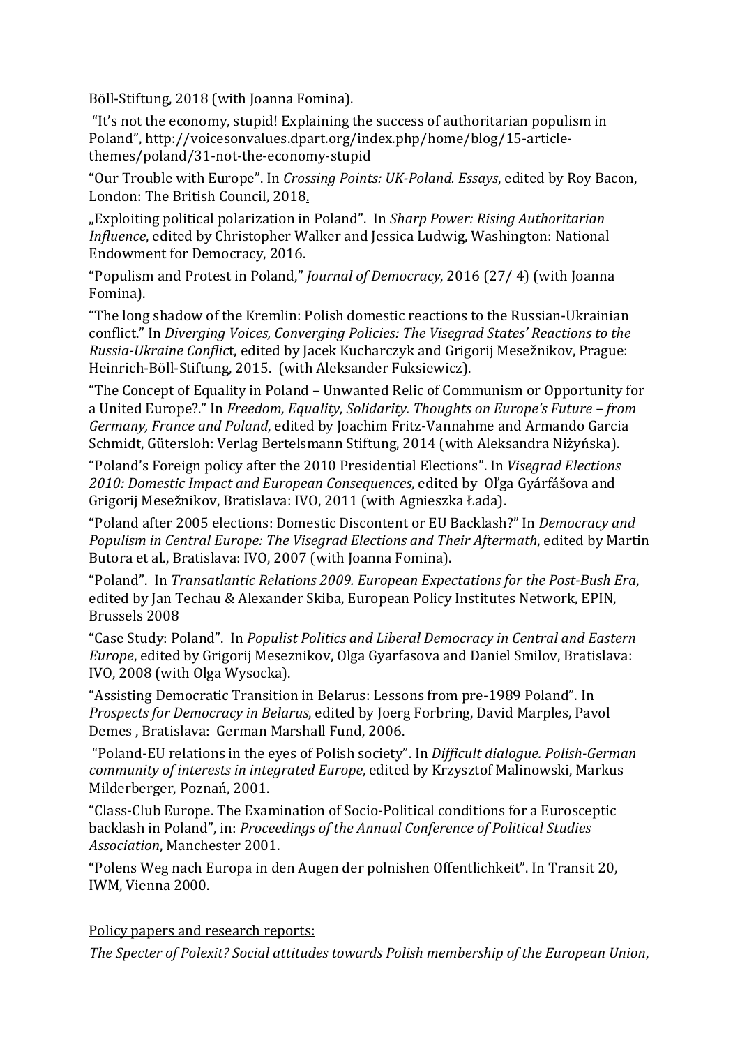Böll-Stiftung, 2018 (with Joanna Fomina).

"It's not the economy, stupid! Explaining the success of authoritarian populism in Poland", http://voicesonvalues.dpart.org/index.php/home/blog/15-article-themes/poland/31-not-the-economy-stupid

"Our Trouble with Europe". In *Crossing Points: UK-Poland. Essays*, edited by Roy Bacon, London: The British Council, 2018.

„Exploiting political polarization in Poland". In *Sharp Power: Rising Authoritarian Influence*, edited by Christopher Walker and Jessica Ludwig, Washington: National Endowment for Democracy, 2016.

"Populism and Protest in Poland," *Journal of Democracy*, 2016 (27/ 4) (with Joanna Fomina).

"The long shadow of the Kremlin: Polish domestic reactions to the Russian-Ukrainian conflict." In *Diverging Voices, Converging Policies: The Visegrad States' Reactions to the Russia-Ukraine Conflic*t, edited by Jacek Kucharczyk and Grigorij Mesežnikov, Prague: Heinrich-Böll-Stiftung, 2015. (with Aleksander Fuksiewicz).

"The Concept of Equality in Poland – Unwanted Relic of Communism or Opportunity for a United Europe?." In *Freedom, Equality, Solidarity. Thoughts on Europe's Future – from Germany, France and Poland*, edited by Joachim Fritz-Vannahme and Armando Garcia Schmidt, Gütersloh: Verlag Bertelsmann Stiftung, 2014 (with Aleksandra Niżyńska).

"Poland's Foreign policy after the 2010 Presidential Elections". In *Visegrad Elections 2010: Domestic Impact and European Consequences*, edited by Oľga Gyárfášova and Grigorij Mesežnikov, Bratislava: IVO, 2011 (with Agnieszka Łada).

"Poland after 2005 elections: Domestic Discontent or EU Backlash?" In *Democracy and Populism in Central Europe: The Visegrad Elections and Their Aftermath*, edited by Martin Butora et al., Bratislava: IVO, 2007 (with Joanna Fomina).

"Poland". In *Transatlantic Relations 2009. European Expectations for the Post-Bush Era*, edited by Jan Techau & Alexander Skiba, European Policy Institutes Network, EPIN, Brussels 2008

"Case Study: Poland". In *Populist Politics and Liberal Democracy in Central and Eastern Europe*, edited by Grigorij Meseznikov, Olga Gyarfasova and Daniel Smilov, Bratislava: IVO, 2008 (with Olga Wysocka).

"Assisting Democratic Transition in Belarus: Lessons from pre-1989 Poland". In *Prospects for Democracy in Belarus*, edited by Joerg Forbring, David Marples, Pavol Demes , Bratislava: German Marshall Fund, 2006.

"Poland-EU relations in the eyes of Polish society". In *Difficult dialogue. Polish-German community of interests in integrated Europe*, edited by Krzysztof Malinowski, Markus Milderberger, Poznań, 2001.

"Class-Club Europe. The Examination of Socio-Political conditions for a Eurosceptic backlash in Poland", in: *Proceedings of the Annual Conference of Political Studies Association*, Manchester 2001.

"Polens Weg nach Europa in den Augen der polnishen Offentlichkeit". In Transit 20, IWM, Vienna 2000.

Policy papers and research reports:

*The Specter of Polexit? Social attitudes towards Polish membership of the European Union*,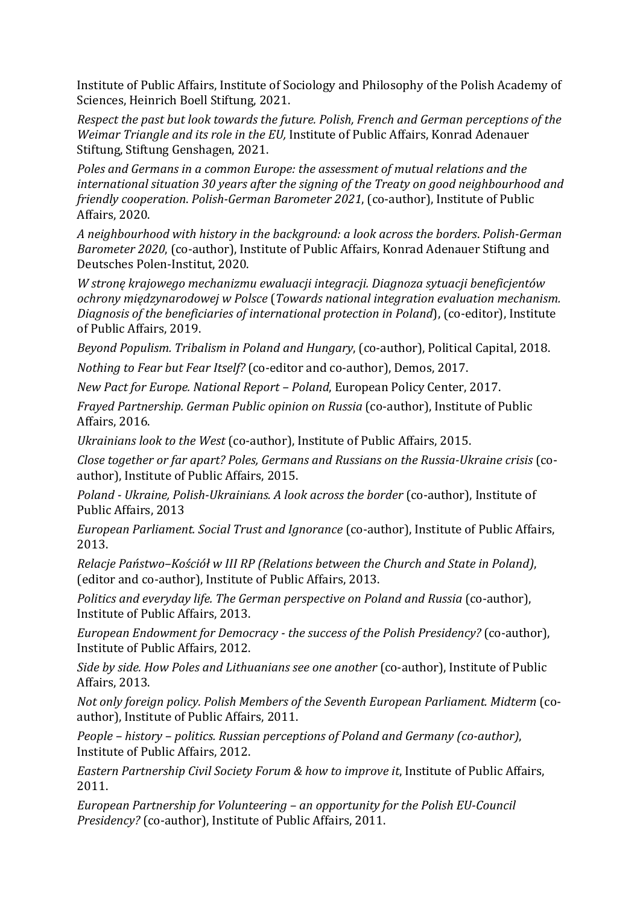Institute of Public Affairs, Institute of Sociology and Philosophy of the Polish Academy of Sciences, Heinrich Boell Stiftung, 2021.

*Respect the past but look towards the future. Polish, French and German perceptions of the Weimar Triangle and its role in the EU,* Institute of Public Affairs, Konrad Adenauer Stiftung, Stiftung Genshagen, 2021.

*Poles and Germans in a common Europe: the assessment of mutual relations and the international situation 30 years after the signing of the Treaty on good neighbourhood and friendly cooperation*. *Polish-German Barometer 2021*, (co-author), Institute of Public Affairs, 2020.

*A neighbourhood with history in the background: a look across the borders*. *Polish-German Barometer 2020*, (co-author), Institute of Public Affairs, Konrad Adenauer Stiftung and Deutsches Polen-Institut, 2020.

*W stronę krajowego mechanizmu ewaluacji integracji. Diagnoza sytuacji beneficjentów ochrony międzynarodowej w Polsce* (*Towards national integration evaluation mechanism. Diagnosis of the beneficiaries of international protection in Poland*), (co-editor), Institute of Public Affairs, 2019.

*Beyond Populism. Tribalism in Poland and Hungary*, (co-author), Political Capital, 2018.

*Nothing to Fear but Fear Itself?* (co-editor and co-author), Demos, 2017.

*New Pact for Europe. National Report – Poland*, European Policy Center, 2017.

*Frayed Partnership. German Public opinion on Russia* (co-author), Institute of Public Affairs, 2016.

*Ukrainians look to the West* (co-author), Institute of Public Affairs, 2015.

*Close together or far apart? Poles, Germans and Russians on the Russia-Ukraine crisis* (co-author), Institute of Public Affairs, 2015.

*Poland - Ukraine, Polish-Ukrainians. A look across the border* (co-author), Institute of Public Affairs, 2013

*European Parliament. Social Trust and Ignorance* (co-author), Institute of Public Affairs, 2013.

*Relacje Państwo–Kościół w III RP (Relations between the Church and State in Poland)*, (editor and co-author), Institute of Public Affairs, 2013.

*Politics and everyday life. The German perspective on Poland and Russia* (co-author), Institute of Public Affairs, 2013.

*European Endowment for Democracy - the success of the Polish Presidency?* (co-author), Institute of Public Affairs, 2012.

*Side by side. How Poles and Lithuanians see one another* (co-author), Institute of Public Affairs, 2013.

*Not only foreign policy. Polish Members of the Seventh European Parliament. Midterm* (co-author), Institute of Public Affairs, 2011.

*People – history – politics. Russian perceptions of Poland and Germany (co-author)*, Institute of Public Affairs, 2012.

*Eastern Partnership Civil Society Forum & how to improve it*, Institute of Public Affairs, 2011.

*European Partnership for Volunteering – an opportunity for the Polish EU-Council Presidency?* (co-author), Institute of Public Affairs, 2011.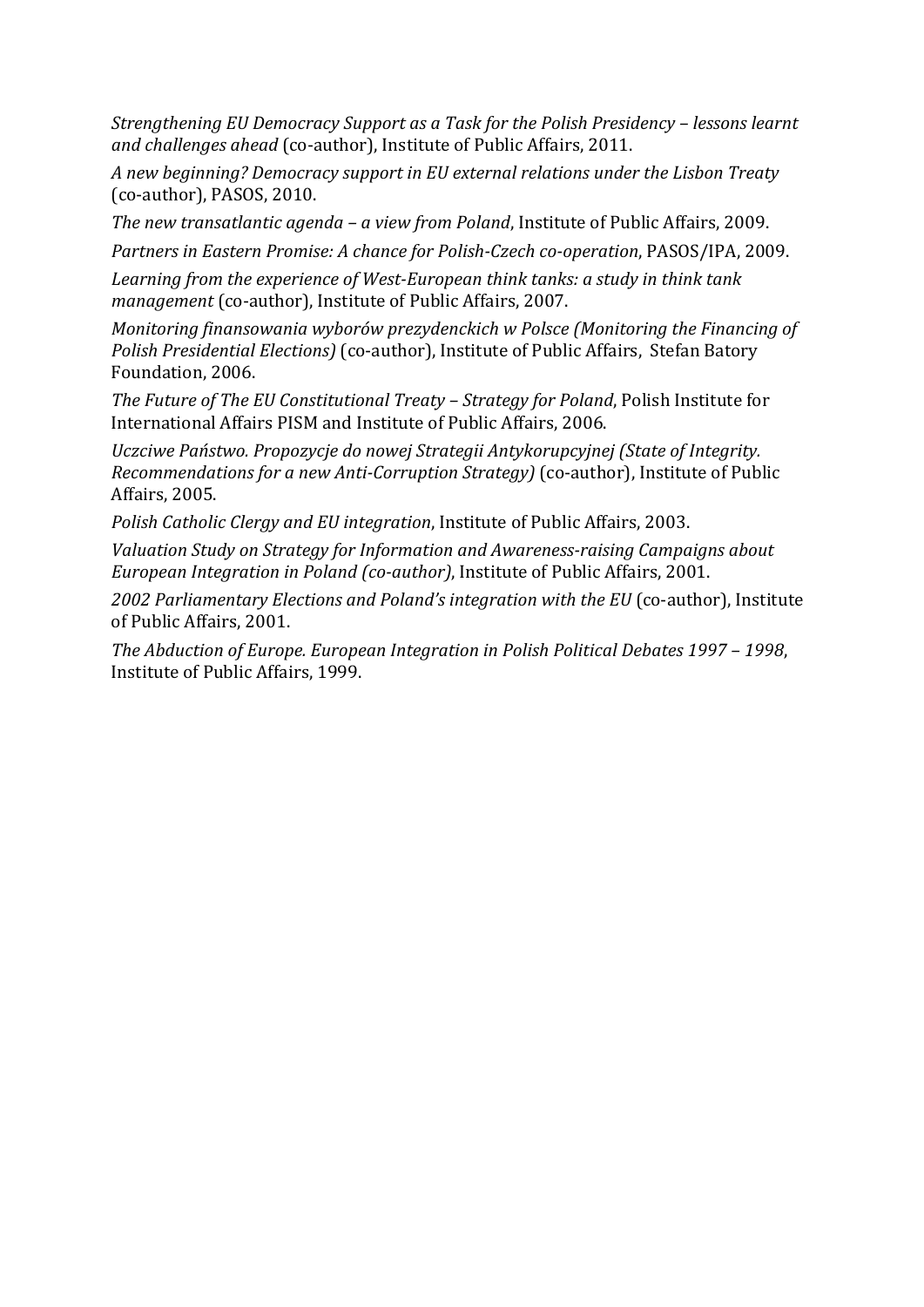*Strengthening EU Democracy Support as a Task for the Polish Presidency – lessons learnt and challenges ahead* (co-author), Institute of Public Affairs, 2011.

*A new beginning? Democracy support in EU external relations under the Lisbon Treaty* (co-author), PASOS, 2010.

*The new transatlantic agenda – a view from Poland*, Institute of Public Affairs, 2009.

*Partners in Eastern Promise: A chance for Polish-Czech co-operation*, PASOS/IPA, 2009.

*Learning from the experience of West-European think tanks: a study in think tank management* (co-author), Institute of Public Affairs, 2007.

*Monitoring finansowania wyborów prezydenckich w Polsce (Monitoring the Financing of Polish Presidential Elections)* (co-author), Institute of Public Affairs, Stefan Batory Foundation, 2006.

*The Future of The EU Constitutional Treaty – Strategy for Poland*, Polish Institute for International Affairs PISM and Institute of Public Affairs, 2006.

*Uczciwe Państwo. Propozycje do nowej Strategii Antykorupcyjnej (State of Integrity. Recommendations for a new Anti-Corruption Strategy)* (co-author), Institute of Public Affairs, 2005.

*Polish Catholic Clergy and EU integration*, Institute of Public Affairs, 2003.

*Valuation Study on Strategy for Information and Awareness-raising Campaigns about European Integration in Poland (co-author)*, Institute of Public Affairs, 2001.

*2002 Parliamentary Elections and Poland's integration with the EU* (co-author), Institute of Public Affairs, 2001.

*The Abduction of Europe. European Integration in Polish Political Debates 1997 – 1998*, Institute of Public Affairs, 1999.